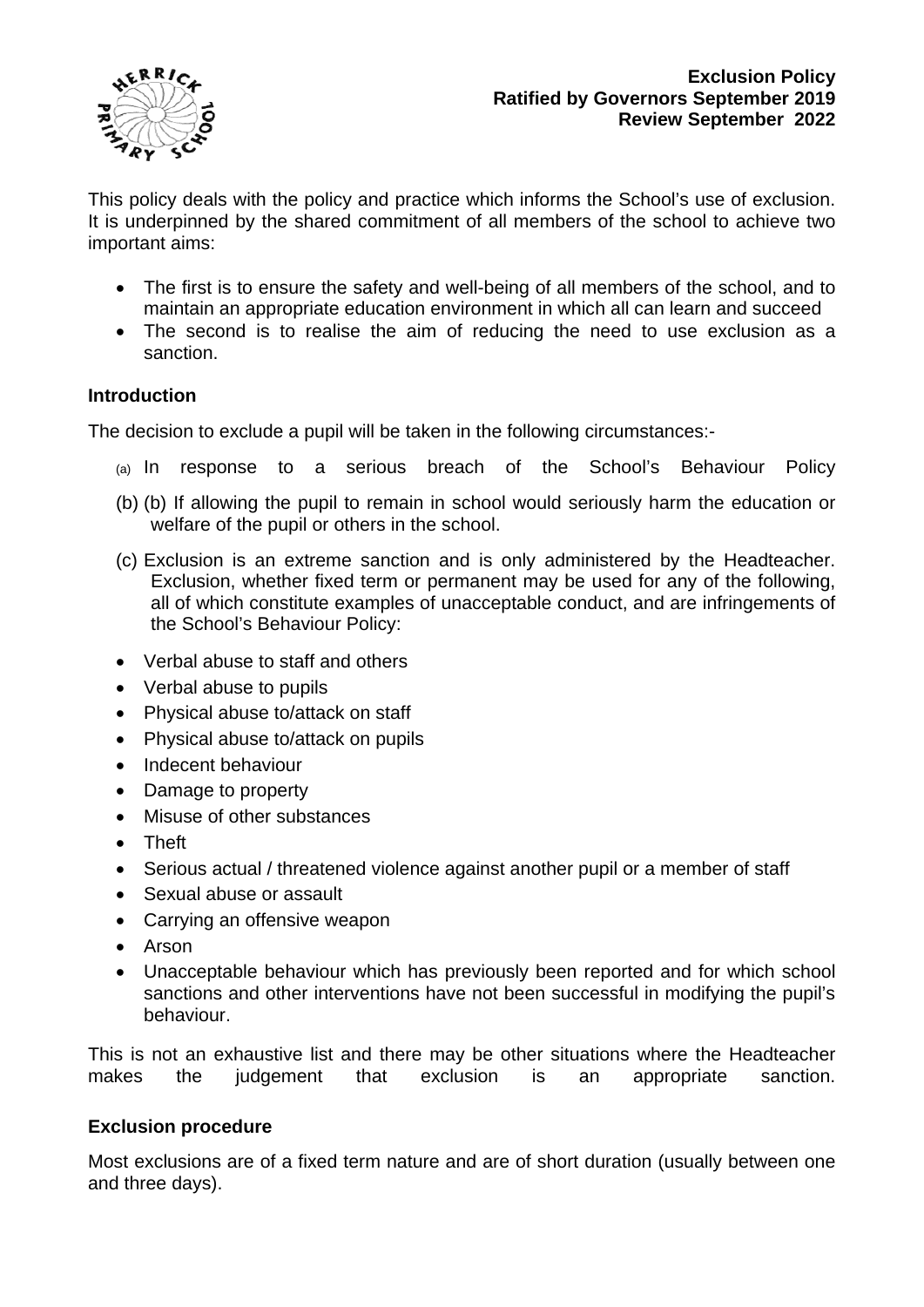**Exclusion Policy**
**Ratified by Governors September 2019**
**Review September 2022**

This policy deals with the policy and practice which informs the School's use of exclusion. It is underpinned by the shared commitment of all members of the school to achieve two important aims:

- The first is to ensure the safety and well-being of all members of the school, and to maintain an appropriate education environment in which all can learn and succeed
- The second is to realise the aim of reducing the need to use exclusion as a sanction.

## Introduction

The decision to exclude a pupil will be taken in the following circumstances:-

(a) In response to a serious breach of the School's Behaviour Policy

(b) (b) If allowing the pupil to remain in school would seriously harm the education or welfare of the pupil or others in the school.

(c) Exclusion is an extreme sanction and is only administered by the Headteacher. Exclusion, whether fixed term or permanent may be used for any of the following, all of which constitute examples of unacceptable conduct, and are infringements of the School's Behaviour Policy:

- Verbal abuse to staff and others
- Verbal abuse to pupils
- Physical abuse to/attack on staff
- Physical abuse to/attack on pupils
- Indecent behaviour
- Damage to property
- Misuse of other substances
- Theft
- Serious actual / threatened violence against another pupil or a member of staff
- Sexual abuse or assault
- Carrying an offensive weapon
- Arson
- Unacceptable behaviour which has previously been reported and for which school sanctions and other interventions have not been successful in modifying the pupil's behaviour.

This is not an exhaustive list and there may be other situations where the Headteacher makes the judgement that exclusion is an appropriate sanction.

## Exclusion procedure

Most exclusions are of a fixed term nature and are of short duration (usually between one and three days).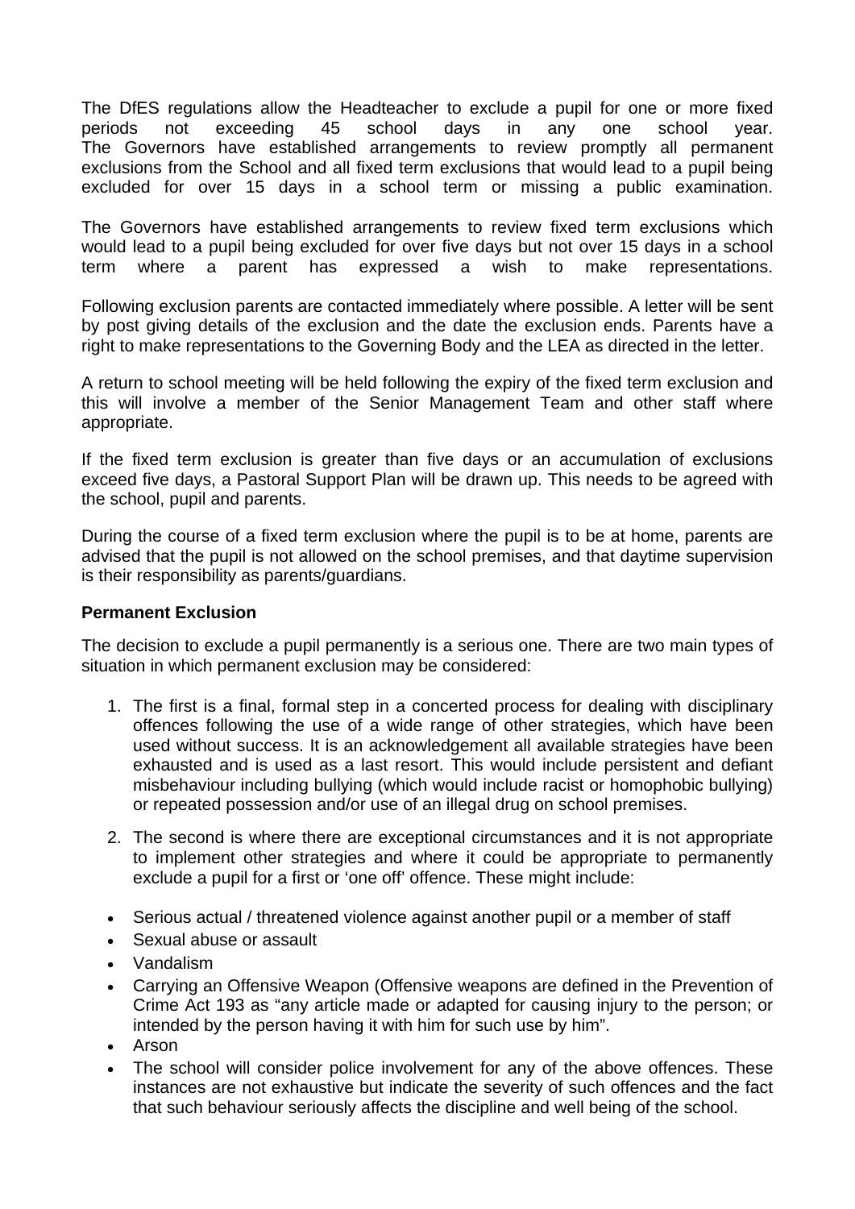The DfES regulations allow the Headteacher to exclude a pupil for one or more fixed periods not exceeding 45 school days in any one school year. The Governors have established arrangements to review promptly all permanent exclusions from the School and all fixed term exclusions that would lead to a pupil being excluded for over 15 days in a school term or missing a public examination.

The Governors have established arrangements to review fixed term exclusions which would lead to a pupil being excluded for over five days but not over 15 days in a school term where a parent has expressed a wish to make representations.

Following exclusion parents are contacted immediately where possible. A letter will be sent by post giving details of the exclusion and the date the exclusion ends. Parents have a right to make representations to the Governing Body and the LEA as directed in the letter.

A return to school meeting will be held following the expiry of the fixed term exclusion and this will involve a member of the Senior Management Team and other staff where appropriate.

If the fixed term exclusion is greater than five days or an accumulation of exclusions exceed five days, a Pastoral Support Plan will be drawn up. This needs to be agreed with the school, pupil and parents.

During the course of a fixed term exclusion where the pupil is to be at home, parents are advised that the pupil is not allowed on the school premises, and that daytime supervision is their responsibility as parents/guardians.

**Permanent Exclusion**

The decision to exclude a pupil permanently is a serious one. There are two main types of situation in which permanent exclusion may be considered:

1. The first is a final, formal step in a concerted process for dealing with disciplinary offences following the use of a wide range of other strategies, which have been used without success. It is an acknowledgement all available strategies have been exhausted and is used as a last resort. This would include persistent and defiant misbehaviour including bullying (which would include racist or homophobic bullying) or repeated possession and/or use of an illegal drug on school premises.

2. The second is where there are exceptional circumstances and it is not appropriate to implement other strategies and where it could be appropriate to permanently exclude a pupil for a first or 'one off' offence. These might include:

- Serious actual / threatened violence against another pupil or a member of staff
- Sexual abuse or assault
- Vandalism
- Carrying an Offensive Weapon (Offensive weapons are defined in the Prevention of Crime Act 193 as "any article made or adapted for causing injury to the person; or intended by the person having it with him for such use by him".
- Arson
- The school will consider police involvement for any of the above offences. These instances are not exhaustive but indicate the severity of such offences and the fact that such behaviour seriously affects the discipline and well being of the school.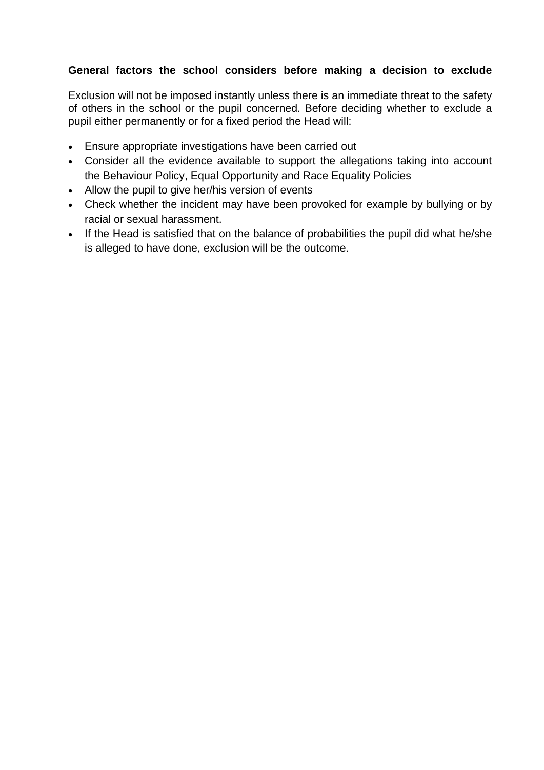**General factors the school considers before making a decision to exclude**

Exclusion will not be imposed instantly unless there is an immediate threat to the safety of others in the school or the pupil concerned. Before deciding whether to exclude a pupil either permanently or for a fixed period the Head will:

- Ensure appropriate investigations have been carried out
- Consider all the evidence available to support the allegations taking into account the Behaviour Policy, Equal Opportunity and Race Equality Policies
- Allow the pupil to give her/his version of events
- Check whether the incident may have been provoked for example by bullying or by racial or sexual harassment.
- If the Head is satisfied that on the balance of probabilities the pupil did what he/she is alleged to have done, exclusion will be the outcome.